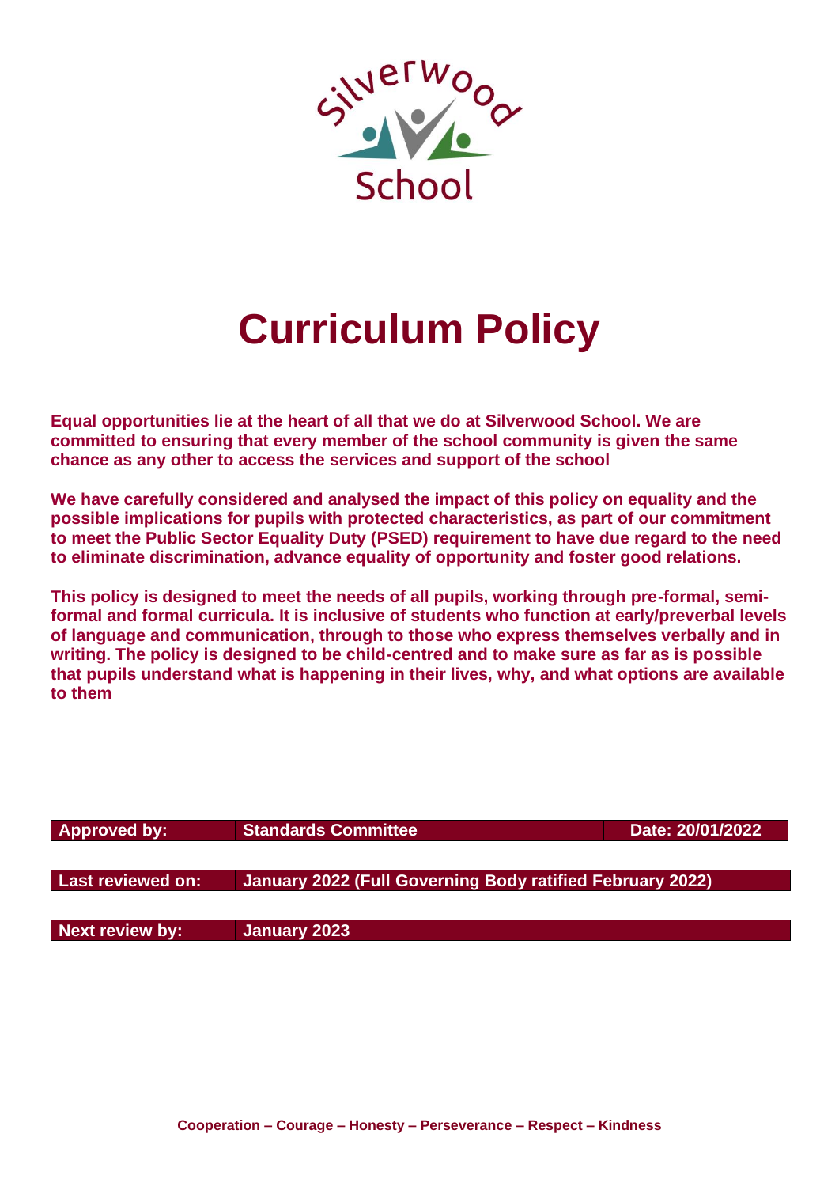Silverwood School

# Curriculum Policy

**Equal opportunities lie at the heart of all that we do at Silverwood School. We are committed to ensuring that every member of the school community is given the same chance as any other to access the services and support of the school**

**We have carefully considered and analysed the impact of this policy on equality and the possible implications for pupils with protected characteristics, as part of our commitment to meet the Public Sector Equality Duty (PSED) requirement to have due regard to the need to eliminate discrimination, advance equality of opportunity and foster good relations.**

**This policy is designed to meet the needs of all pupils, working through pre-formal, semi-formal and formal curricula. It is inclusive of students who function at early/preverbal levels of language and communication, through to those who express themselves verbally and in writing. The policy is designed to be child-centred and to make sure as far as is possible that pupils understand what is happening in their lives, why, and what options are available to them**

| Approved by: | Standards Committee | Date: 20/01/2022 |
| --- | --- | --- |
| Last reviewed on: | January 2022 (Full Governing Body ratified February 2022) | |
| Next review by: | January 2023 | |

**Cooperation – Courage – Honesty – Perseverance – Respect – Kindness**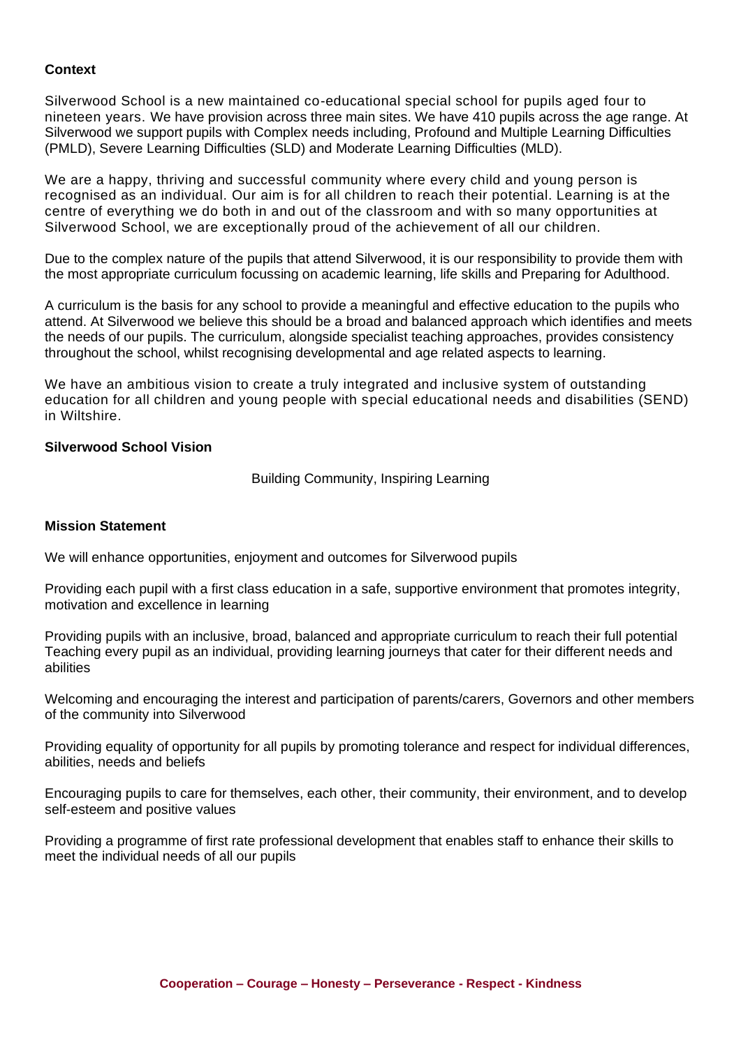**Context**

Silverwood School is a new maintained co-educational special school for pupils aged four to nineteen years. We have provision across three main sites. We have 410 pupils across the age range. At Silverwood we support pupils with Complex needs including, Profound and Multiple Learning Difficulties (PMLD), Severe Learning Difficulties (SLD) and Moderate Learning Difficulties (MLD).

We are a happy, thriving and successful community where every child and young person is recognised as an individual. Our aim is for all children to reach their potential. Learning is at the centre of everything we do both in and out of the classroom and with so many opportunities at Silverwood School, we are exceptionally proud of the achievement of all our children.

Due to the complex nature of the pupils that attend Silverwood, it is our responsibility to provide them with the most appropriate curriculum focussing on academic learning, life skills and Preparing for Adulthood.

A curriculum is the basis for any school to provide a meaningful and effective education to the pupils who attend. At Silverwood we believe this should be a broad and balanced approach which identifies and meets the needs of our pupils. The curriculum, alongside specialist teaching approaches, provides consistency throughout the school, whilst recognising developmental and age related aspects to learning.

We have an ambitious vision to create a truly integrated and inclusive system of outstanding education for all children and young people with special educational needs and disabilities (SEND) in Wiltshire.

**Silverwood School Vision**

Building Community, Inspiring Learning

**Mission Statement**

We will enhance opportunities, enjoyment and outcomes for Silverwood pupils

Providing each pupil with a first class education in a safe, supportive environment that promotes integrity, motivation and excellence in learning

Providing pupils with an inclusive, broad, balanced and appropriate curriculum to reach their full potential
Teaching every pupil as an individual, providing learning journeys that cater for their different needs and abilities

Welcoming and encouraging the interest and participation of parents/carers, Governors and other members of the community into Silverwood

Providing equality of opportunity for all pupils by promoting tolerance and respect for individual differences, abilities, needs and beliefs

Encouraging pupils to care for themselves, each other, their community, their environment, and to develop self-esteem and positive values

Providing a programme of first rate professional development that enables staff to enhance their skills to meet the individual needs of all our pupils

**Cooperation – Courage – Honesty – Perseverance - Respect - Kindness**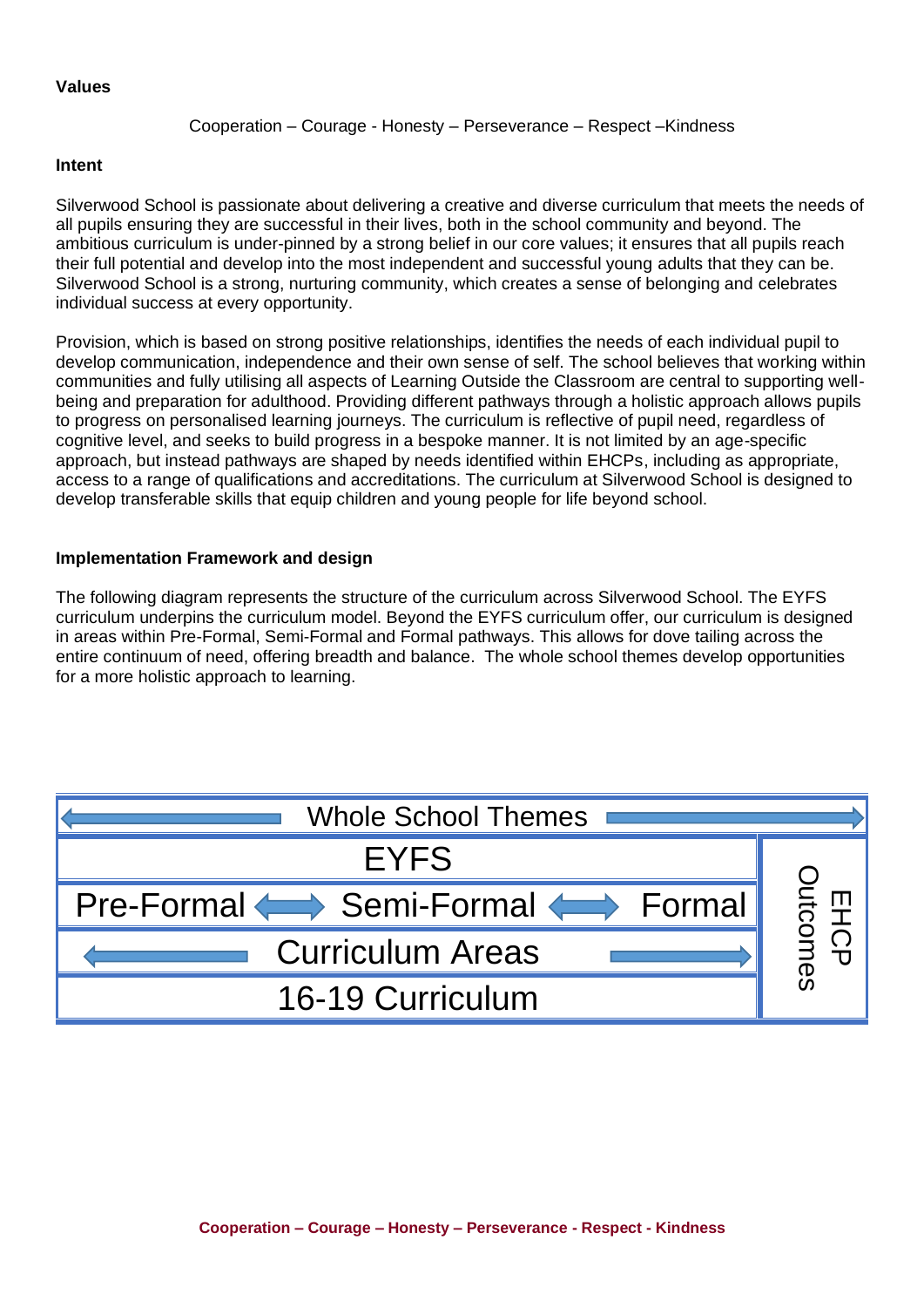**Values**

Cooperation – Courage - Honesty – Perseverance – Respect –Kindness

**Intent**

Silverwood School is passionate about delivering a creative and diverse curriculum that meets the needs of all pupils ensuring they are successful in their lives, both in the school community and beyond. The ambitious curriculum is under-pinned by a strong belief in our core values; it ensures that all pupils reach their full potential and develop into the most independent and successful young adults that they can be. Silverwood School is a strong, nurturing community, which creates a sense of belonging and celebrates individual success at every opportunity.

Provision, which is based on strong positive relationships, identifies the needs of each individual pupil to develop communication, independence and their own sense of self. The school believes that working within communities and fully utilising all aspects of Learning Outside the Classroom are central to supporting well-being and preparation for adulthood. Providing different pathways through a holistic approach allows pupils to progress on personalised learning journeys. The curriculum is reflective of pupil need, regardless of cognitive level, and seeks to build progress in a bespoke manner. It is not limited by an age-specific approach, but instead pathways are shaped by needs identified within EHCPs, including as appropriate, access to a range of qualifications and accreditations. The curriculum at Silverwood School is designed to develop transferable skills that equip children and young people for life beyond school.

**Implementation Framework and design**

The following diagram represents the structure of the curriculum across Silverwood School. The EYFS curriculum underpins the curriculum model. Beyond the EYFS curriculum offer, our curriculum is designed in areas within Pre-Formal, Semi-Formal and Formal pathways. This allows for dove tailing across the entire continuum of need, offering breadth and balance. The whole school themes develop opportunities for a more holistic approach to learning.

| ⟵ Whole School Themes ⟶ | |
|---|---|
| EYFS | EHCP Outcomes |
| Pre-Formal ⟷ Semi-Formal ⟷ Formal | |
| ⟵ Curriculum Areas ⟶ | |
| 16-19 Curriculum | |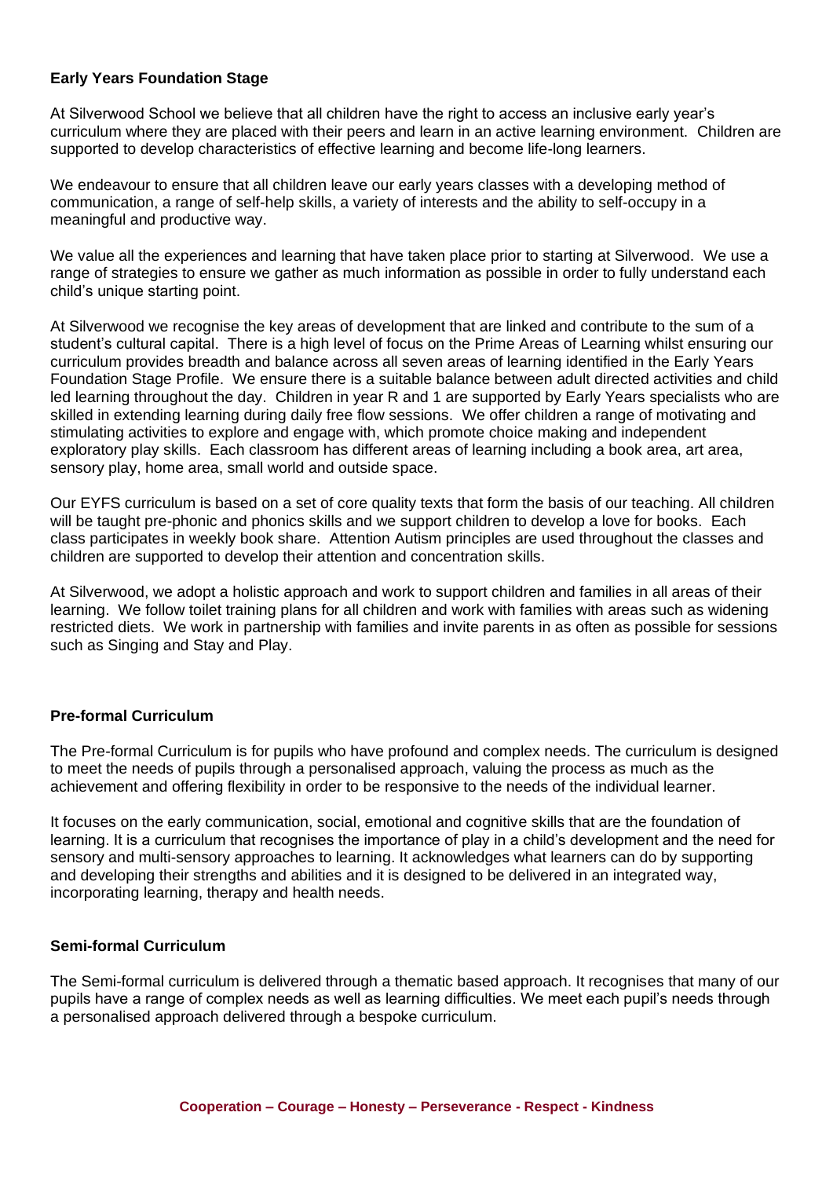## Early Years Foundation Stage

At Silverwood School we believe that all children have the right to access an inclusive early year's curriculum where they are placed with their peers and learn in an active learning environment. Children are supported to develop characteristics of effective learning and become life-long learners.

We endeavour to ensure that all children leave our early years classes with a developing method of communication, a range of self-help skills, a variety of interests and the ability to self-occupy in a meaningful and productive way.

We value all the experiences and learning that have taken place prior to starting at Silverwood. We use a range of strategies to ensure we gather as much information as possible in order to fully understand each child's unique starting point.

At Silverwood we recognise the key areas of development that are linked and contribute to the sum of a student's cultural capital. There is a high level of focus on the Prime Areas of Learning whilst ensuring our curriculum provides breadth and balance across all seven areas of learning identified in the Early Years Foundation Stage Profile. We ensure there is a suitable balance between adult directed activities and child led learning throughout the day. Children in year R and 1 are supported by Early Years specialists who are skilled in extending learning during daily free flow sessions. We offer children a range of motivating and stimulating activities to explore and engage with, which promote choice making and independent exploratory play skills. Each classroom has different areas of learning including a book area, art area, sensory play, home area, small world and outside space.

Our EYFS curriculum is based on a set of core quality texts that form the basis of our teaching. All children will be taught pre-phonic and phonics skills and we support children to develop a love for books. Each class participates in weekly book share. Attention Autism principles are used throughout the classes and children are supported to develop their attention and concentration skills.

At Silverwood, we adopt a holistic approach and work to support children and families in all areas of their learning. We follow toilet training plans for all children and work with families with areas such as widening restricted diets. We work in partnership with families and invite parents in as often as possible for sessions such as Singing and Stay and Play.

## Pre-formal Curriculum

The Pre-formal Curriculum is for pupils who have profound and complex needs. The curriculum is designed to meet the needs of pupils through a personalised approach, valuing the process as much as the achievement and offering flexibility in order to be responsive to the needs of the individual learner.

It focuses on the early communication, social, emotional and cognitive skills that are the foundation of learning. It is a curriculum that recognises the importance of play in a child's development and the need for sensory and multi-sensory approaches to learning. It acknowledges what learners can do by supporting and developing their strengths and abilities and it is designed to be delivered in an integrated way, incorporating learning, therapy and health needs.

## Semi-formal Curriculum

The Semi-formal curriculum is delivered through a thematic based approach. It recognises that many of our pupils have a range of complex needs as well as learning difficulties. We meet each pupil's needs through a personalised approach delivered through a bespoke curriculum.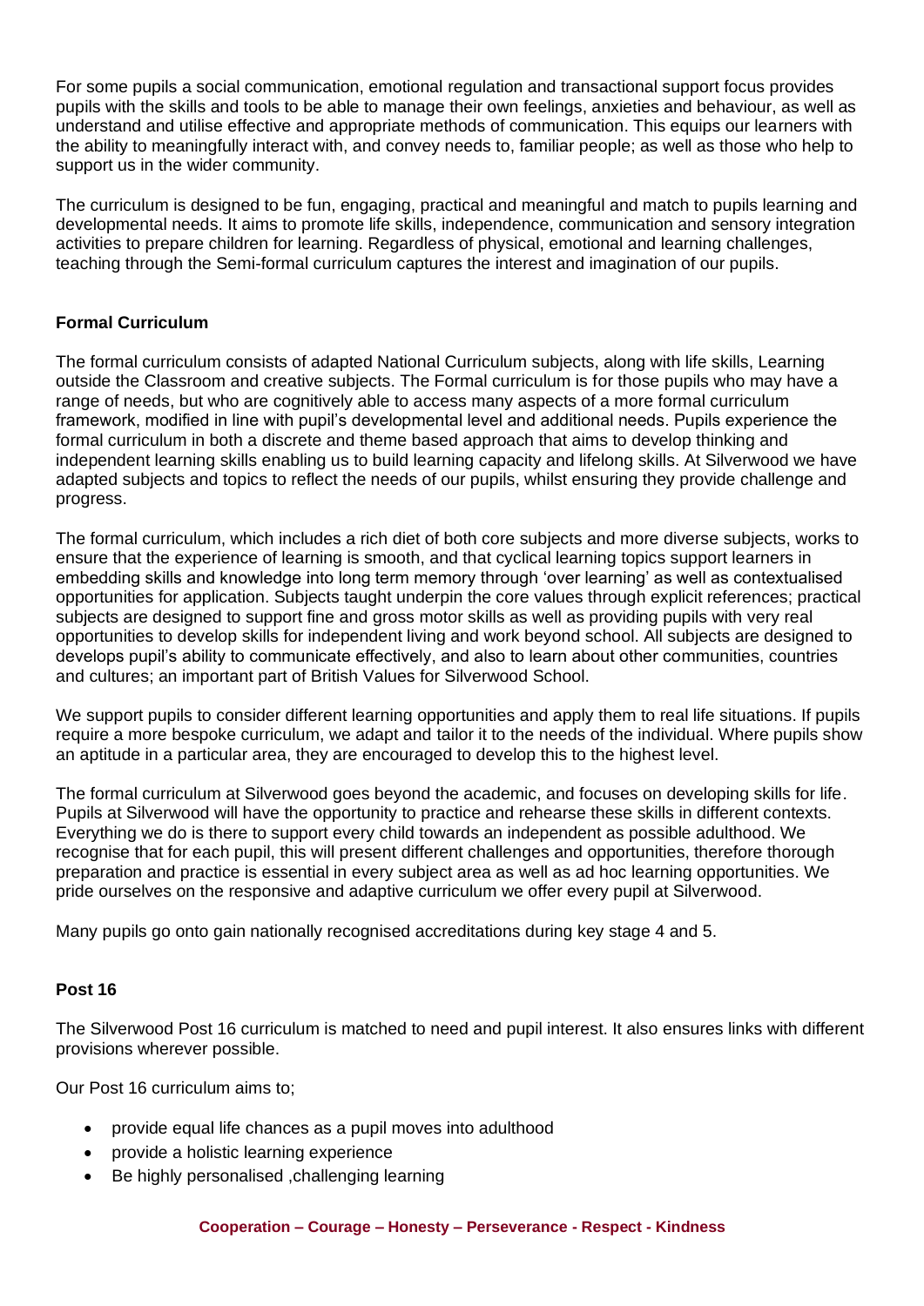For some pupils a social communication, emotional regulation and transactional support focus provides pupils with the skills and tools to be able to manage their own feelings, anxieties and behaviour, as well as understand and utilise effective and appropriate methods of communication. This equips our learners with the ability to meaningfully interact with, and convey needs to, familiar people; as well as those who help to support us in the wider community.

The curriculum is designed to be fun, engaging, practical and meaningful and match to pupils learning and developmental needs. It aims to promote life skills, independence, communication and sensory integration activities to prepare children for learning. Regardless of physical, emotional and learning challenges, teaching through the Semi-formal curriculum captures the interest and imagination of our pupils.

**Formal Curriculum**

The formal curriculum consists of adapted National Curriculum subjects, along with life skills, Learning outside the Classroom and creative subjects. The Formal curriculum is for those pupils who may have a range of needs, but who are cognitively able to access many aspects of a more formal curriculum framework, modified in line with pupil's developmental level and additional needs. Pupils experience the formal curriculum in both a discrete and theme based approach that aims to develop thinking and independent learning skills enabling us to build learning capacity and lifelong skills. At Silverwood we have adapted subjects and topics to reflect the needs of our pupils, whilst ensuring they provide challenge and progress.

The formal curriculum, which includes a rich diet of both core subjects and more diverse subjects, works to ensure that the experience of learning is smooth, and that cyclical learning topics support learners in embedding skills and knowledge into long term memory through 'over learning' as well as contextualised opportunities for application. Subjects taught underpin the core values through explicit references; practical subjects are designed to support fine and gross motor skills as well as providing pupils with very real opportunities to develop skills for independent living and work beyond school. All subjects are designed to develops pupil's ability to communicate effectively, and also to learn about other communities, countries and cultures; an important part of British Values for Silverwood School.

We support pupils to consider different learning opportunities and apply them to real life situations. If pupils require a more bespoke curriculum, we adapt and tailor it to the needs of the individual. Where pupils show an aptitude in a particular area, they are encouraged to develop this to the highest level.

The formal curriculum at Silverwood goes beyond the academic, and focuses on developing skills for life. Pupils at Silverwood will have the opportunity to practice and rehearse these skills in different contexts. Everything we do is there to support every child towards an independent as possible adulthood. We recognise that for each pupil, this will present different challenges and opportunities, therefore thorough preparation and practice is essential in every subject area as well as ad hoc learning opportunities. We pride ourselves on the responsive and adaptive curriculum we offer every pupil at Silverwood.

Many pupils go onto gain nationally recognised accreditations during key stage 4 and 5.

**Post 16**

The Silverwood Post 16 curriculum is matched to need and pupil interest. It also ensures links with different provisions wherever possible.

Our Post 16 curriculum aims to;

- provide equal life chances as a pupil moves into adulthood
- provide a holistic learning experience
- Be highly personalised ,challenging learning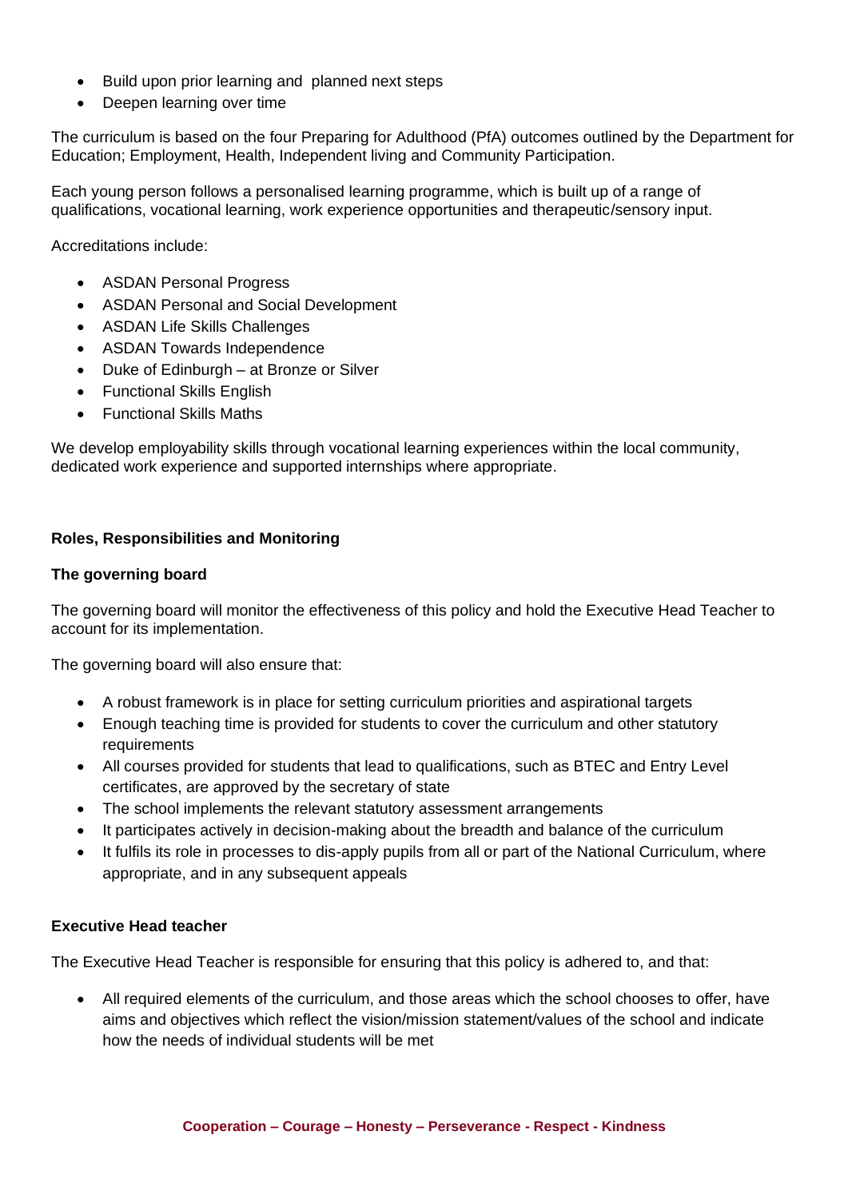- Build upon prior learning and planned next steps
- Deepen learning over time

The curriculum is based on the four Preparing for Adulthood (PfA) outcomes outlined by the Department for Education; Employment, Health, Independent living and Community Participation.

Each young person follows a personalised learning programme, which is built up of a range of qualifications, vocational learning, work experience opportunities and therapeutic/sensory input.

Accreditations include:

- ASDAN Personal Progress
- ASDAN Personal and Social Development
- ASDAN Life Skills Challenges
- ASDAN Towards Independence
- Duke of Edinburgh – at Bronze or Silver
- Functional Skills English
- Functional Skills Maths

We develop employability skills through vocational learning experiences within the local community, dedicated work experience and supported internships where appropriate.

**Roles, Responsibilities and Monitoring**

**The governing board**

The governing board will monitor the effectiveness of this policy and hold the Executive Head Teacher to account for its implementation.

The governing board will also ensure that:

- A robust framework is in place for setting curriculum priorities and aspirational targets
- Enough teaching time is provided for students to cover the curriculum and other statutory requirements
- All courses provided for students that lead to qualifications, such as BTEC and Entry Level certificates, are approved by the secretary of state
- The school implements the relevant statutory assessment arrangements
- It participates actively in decision-making about the breadth and balance of the curriculum
- It fulfils its role in processes to dis-apply pupils from all or part of the National Curriculum, where appropriate, and in any subsequent appeals

**Executive Head teacher**

The Executive Head Teacher is responsible for ensuring that this policy is adhered to, and that:

- All required elements of the curriculum, and those areas which the school chooses to offer, have aims and objectives which reflect the vision/mission statement/values of the school and indicate how the needs of individual students will be met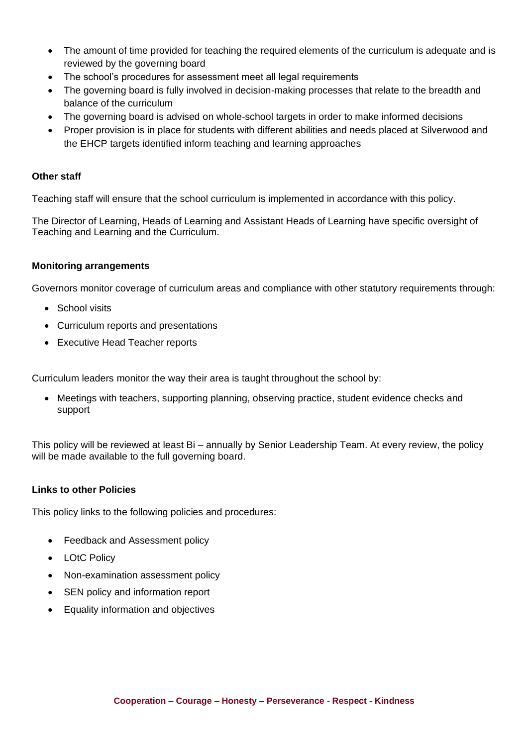- The amount of time provided for teaching the required elements of the curriculum is adequate and is reviewed by the governing board
- The school's procedures for assessment meet all legal requirements
- The governing board is fully involved in decision-making processes that relate to the breadth and balance of the curriculum
- The governing board is advised on whole-school targets in order to make informed decisions
- Proper provision is in place for students with different abilities and needs placed at Silverwood and the EHCP targets identified inform teaching and learning approaches

**Other staff**

Teaching staff will ensure that the school curriculum is implemented in accordance with this policy.

The Director of Learning, Heads of Learning and Assistant Heads of Learning have specific oversight of Teaching and Learning and the Curriculum.

**Monitoring arrangements**

Governors monitor coverage of curriculum areas and compliance with other statutory requirements through:

- School visits
- Curriculum reports and presentations
- Executive Head Teacher reports

Curriculum leaders monitor the way their area is taught throughout the school by:

- Meetings with teachers, supporting planning, observing practice, student evidence checks and support

This policy will be reviewed at least Bi – annually by Senior Leadership Team. At every review, the policy will be made available to the full governing board.

**Links to other Policies**

This policy links to the following policies and procedures:

- Feedback and Assessment policy
- LOtC Policy
- Non-examination assessment policy
- SEN policy and information report
- Equality information and objectives

**Cooperation – Courage – Honesty – Perseverance - Respect - Kindness**